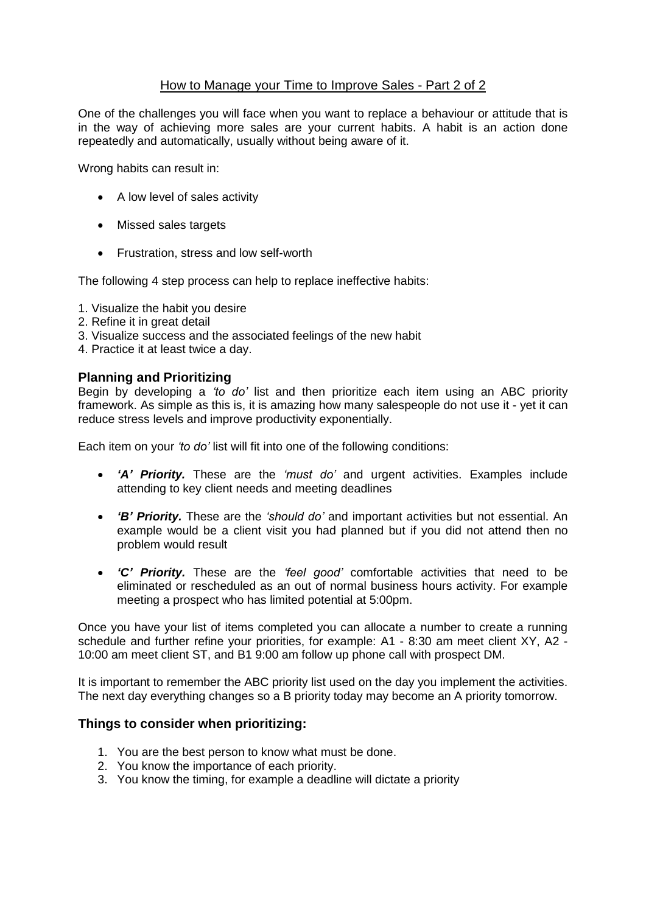# How to Manage your Time to Improve Sales - Part 2 of 2

One of the challenges you will face when you want to replace a behaviour or attitude that is in the way of achieving more sales are your current habits. A habit is an action done repeatedly and automatically, usually without being aware of it.

Wrong habits can result in:

- A low level of sales activity
- Missed sales targets
- Frustration, stress and low self-worth

The following 4 step process can help to replace ineffective habits:

1. Visualize the habit you desire
2. Refine it in great detail
3. Visualize success and the associated feelings of the new habit
4. Practice it at least twice a day.

## Planning and Prioritizing

Begin by developing a *'to do'* list and then prioritize each item using an ABC priority framework. As simple as this is, it is amazing how many salespeople do not use it - yet it can reduce stress levels and improve productivity exponentially.

Each item on your *'to do'* list will fit into one of the following conditions:

- ***'A' Priority.*** These are the *'must do'* and urgent activities. Examples include attending to key client needs and meeting deadlines
- ***'B' Priority.*** These are the *'should do'* and important activities but not essential. An example would be a client visit you had planned but if you did not attend then no problem would result
- ***'C' Priority.*** These are the *'feel good'* comfortable activities that need to be eliminated or rescheduled as an out of normal business hours activity. For example meeting a prospect who has limited potential at 5:00pm.

Once you have your list of items completed you can allocate a number to create a running schedule and further refine your priorities, for example: A1 - 8:30 am meet client XY, A2 - 10:00 am meet client ST, and B1 9:00 am follow up phone call with prospect DM.

It is important to remember the ABC priority list used on the day you implement the activities. The next day everything changes so a B priority today may become an A priority tomorrow.

## Things to consider when prioritizing:

1. You are the best person to know what must be done.
2. You know the importance of each priority.
3. You know the timing, for example a deadline will dictate a priority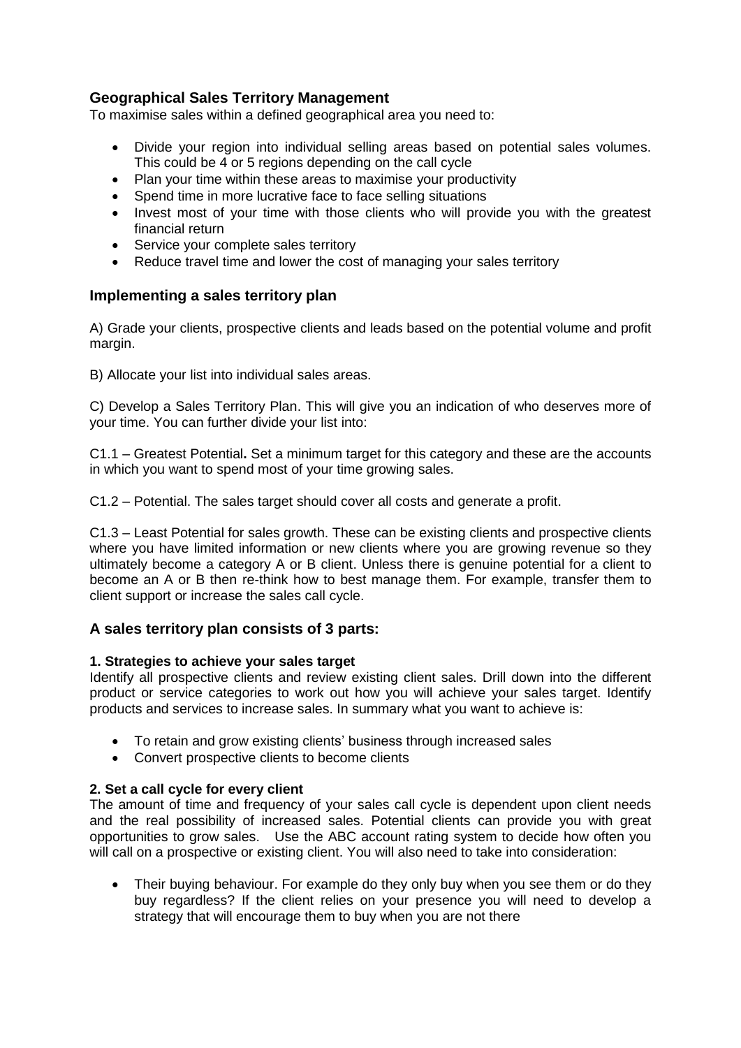## Geographical Sales Territory Management

To maximise sales within a defined geographical area you need to:

- Divide your region into individual selling areas based on potential sales volumes. This could be 4 or 5 regions depending on the call cycle
- Plan your time within these areas to maximise your productivity
- Spend time in more lucrative face to face selling situations
- Invest most of your time with those clients who will provide you with the greatest financial return
- Service your complete sales territory
- Reduce travel time and lower the cost of managing your sales territory

## Implementing a sales territory plan

A) Grade your clients, prospective clients and leads based on the potential volume and profit margin.

B) Allocate your list into individual sales areas.

C) Develop a Sales Territory Plan. This will give you an indication of who deserves more of your time. You can further divide your list into:

C1.1 – Greatest Potential**.** Set a minimum target for this category and these are the accounts in which you want to spend most of your time growing sales.

C1.2 – Potential. The sales target should cover all costs and generate a profit.

C1.3 – Least Potential for sales growth. These can be existing clients and prospective clients where you have limited information or new clients where you are growing revenue so they ultimately become a category A or B client. Unless there is genuine potential for a client to become an A or B then re-think how to best manage them. For example, transfer them to client support or increase the sales call cycle.

## A sales territory plan consists of 3 parts:

**1. Strategies to achieve your sales target**

Identify all prospective clients and review existing client sales. Drill down into the different product or service categories to work out how you will achieve your sales target. Identify products and services to increase sales. In summary what you want to achieve is:

- To retain and grow existing clients' business through increased sales
- Convert prospective clients to become clients

**2. Set a call cycle for every client**

The amount of time and frequency of your sales call cycle is dependent upon client needs and the real possibility of increased sales. Potential clients can provide you with great opportunities to grow sales. Use the ABC account rating system to decide how often you will call on a prospective or existing client. You will also need to take into consideration:

- Their buying behaviour. For example do they only buy when you see them or do they buy regardless? If the client relies on your presence you will need to develop a strategy that will encourage them to buy when you are not there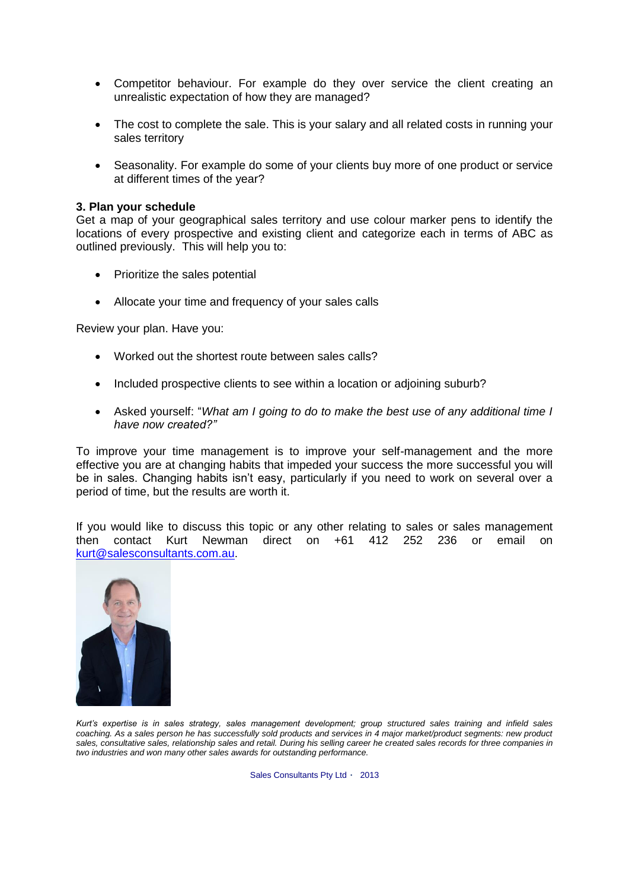- Competitor behaviour. For example do they over service the client creating an unrealistic expectation of how they are managed?
- The cost to complete the sale. This is your salary and all related costs in running your sales territory
- Seasonality. For example do some of your clients buy more of one product or service at different times of the year?

**3. Plan your schedule**

Get a map of your geographical sales territory and use colour marker pens to identify the locations of every prospective and existing client and categorize each in terms of ABC as outlined previously. This will help you to:

- Prioritize the sales potential
- Allocate your time and frequency of your sales calls

Review your plan. Have you:

- Worked out the shortest route between sales calls?
- Included prospective clients to see within a location or adjoining suburb?
- Asked yourself: "*What am I going to do to make the best use of any additional time I have now created?"*

To improve your time management is to improve your self-management and the more effective you are at changing habits that impeded your success the more successful you will be in sales. Changing habits isn't easy, particularly if you need to work on several over a period of time, but the results are worth it.

If you would like to discuss this topic or any other relating to sales or sales management then contact Kurt Newman direct on +61 412 252 236 or email on kurt@salesconsultants.com.au.

*Kurt's expertise is in sales strategy, sales management development; group structured sales training and infield sales coaching. As a sales person he has successfully sold products and services in 4 major market/product segments: new product sales, consultative sales, relationship sales and retail. During his selling career he created sales records for three companies in two industries and won many other sales awards for outstanding performance.*

Sales Consultants Pty Ltd · 2013